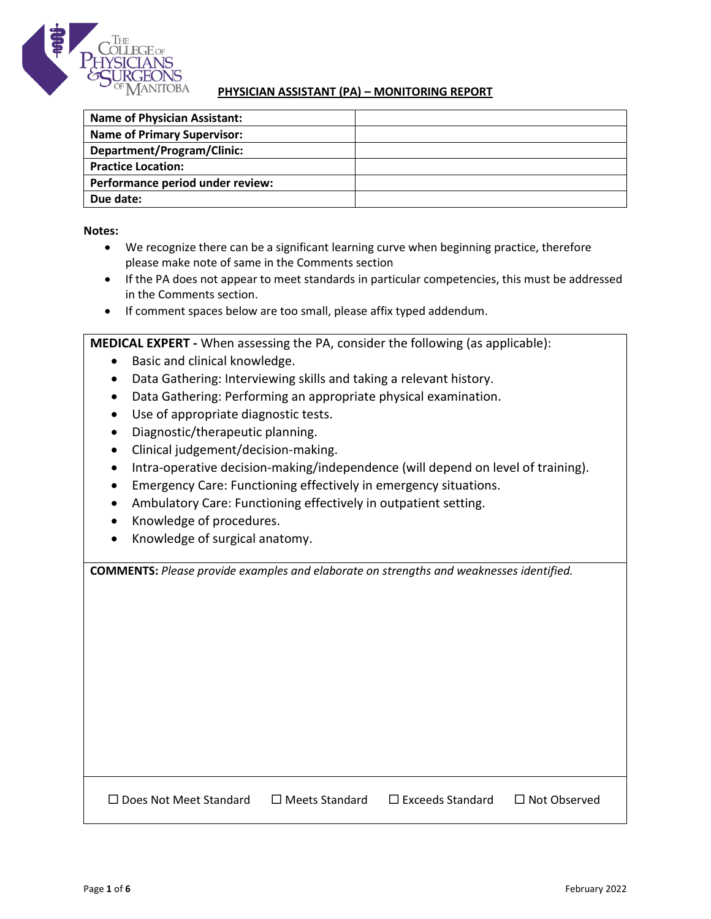The College of Physicians & Surgeons of Manitoba

# PHYSICIAN ASSISTANT (PA) – MONITORING REPORT

| **Name of Physician Assistant:** | |
|---|---|
| **Name of Primary Supervisor:** | |
| **Department/Program/Clinic:** | |
| **Practice Location:** | |
| **Performance period under review:** | |
| **Due date:** | |

**Notes:**

- We recognize there can be a significant learning curve when beginning practice, therefore please make note of same in the Comments section
- If the PA does not appear to meet standards in particular competencies, this must be addressed in the Comments section.
- If comment spaces below are too small, please affix typed addendum.

**MEDICAL EXPERT -** When assessing the PA, consider the following (as applicable):

- Basic and clinical knowledge.
- Data Gathering: Interviewing skills and taking a relevant history.
- Data Gathering: Performing an appropriate physical examination.
- Use of appropriate diagnostic tests.
- Diagnostic/therapeutic planning.
- Clinical judgement/decision-making.
- Intra-operative decision-making/independence (will depend on level of training).
- Emergency Care: Functioning effectively in emergency situations.
- Ambulatory Care: Functioning effectively in outpatient setting.
- Knowledge of procedures.
- Knowledge of surgical anatomy.

**COMMENTS:** *Please provide examples and elaborate on strengths and weaknesses identified.*

☐ Does Not Meet Standard ☐ Meets Standard ☐ Exceeds Standard ☐ Not Observed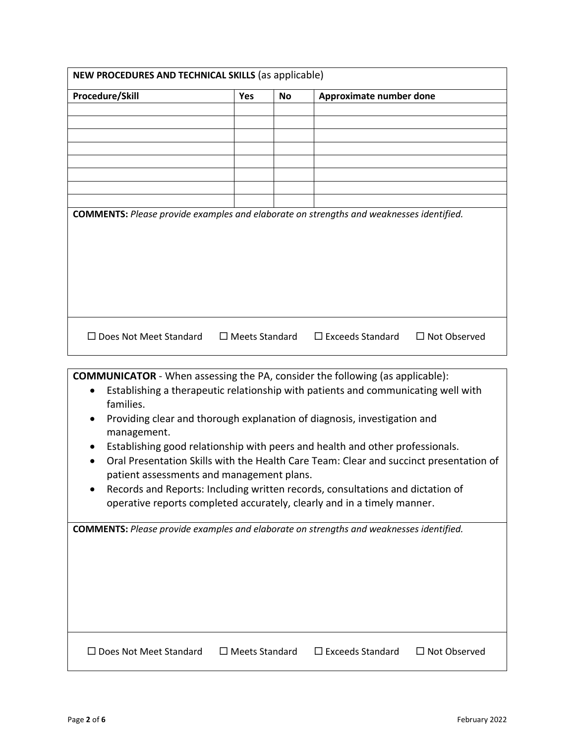**NEW PROCEDURES AND TECHNICAL SKILLS** (as applicable)

| Procedure/Skill | Yes | No | Approximate number done |
|---|---|---|---|
| | | | |
| | | | |
| | | | |
| | | | |
| | | | |
| | | | |
| | | | |
| | | | |

**COMMENTS:** *Please provide examples and elaborate on strengths and weaknesses identified.*

☐ Does Not Meet Standard ☐ Meets Standard ☐ Exceeds Standard ☐ Not Observed

**COMMUNICATOR** - When assessing the PA, consider the following (as applicable):

- Establishing a therapeutic relationship with patients and communicating well with families.
- Providing clear and thorough explanation of diagnosis, investigation and management.
- Establishing good relationship with peers and health and other professionals.
- Oral Presentation Skills with the Health Care Team: Clear and succinct presentation of patient assessments and management plans.
- Records and Reports: Including written records, consultations and dictation of operative reports completed accurately, clearly and in a timely manner.

**COMMENTS:** *Please provide examples and elaborate on strengths and weaknesses identified.*

☐ Does Not Meet Standard ☐ Meets Standard ☐ Exceeds Standard ☐ Not Observed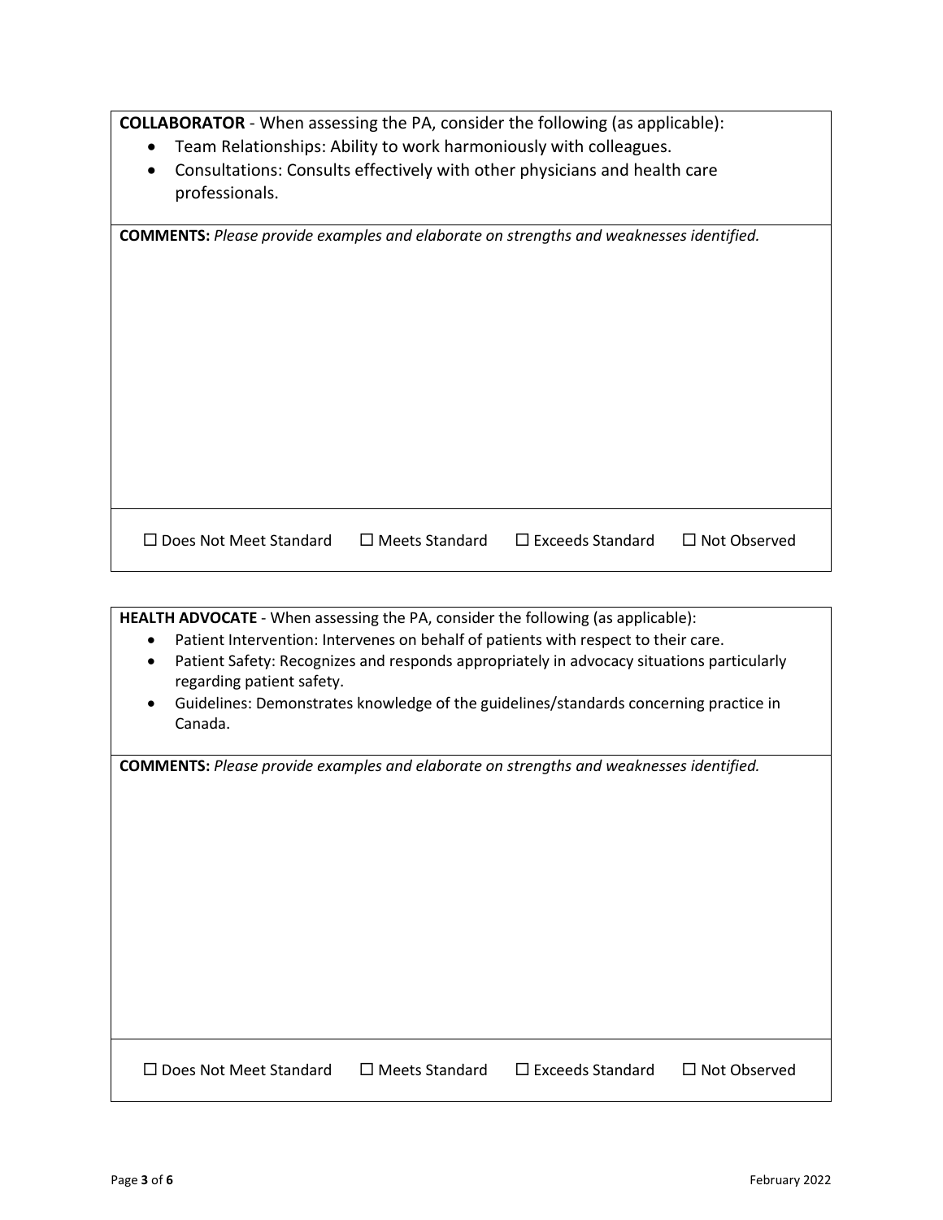**COLLABORATOR** - When assessing the PA, consider the following (as applicable):

- Team Relationships: Ability to work harmoniously with colleagues.
- Consultations: Consults effectively with other physicians and health care professionals.

**COMMENTS:** *Please provide examples and elaborate on strengths and weaknesses identified.*

☐ Does Not Meet Standard ☐ Meets Standard ☐ Exceeds Standard ☐ Not Observed

**HEALTH ADVOCATE** - When assessing the PA, consider the following (as applicable):

- Patient Intervention: Intervenes on behalf of patients with respect to their care.
- Patient Safety: Recognizes and responds appropriately in advocacy situations particularly regarding patient safety.
- Guidelines: Demonstrates knowledge of the guidelines/standards concerning practice in Canada.

**COMMENTS:** *Please provide examples and elaborate on strengths and weaknesses identified.*

☐ Does Not Meet Standard ☐ Meets Standard ☐ Exceeds Standard ☐ Not Observed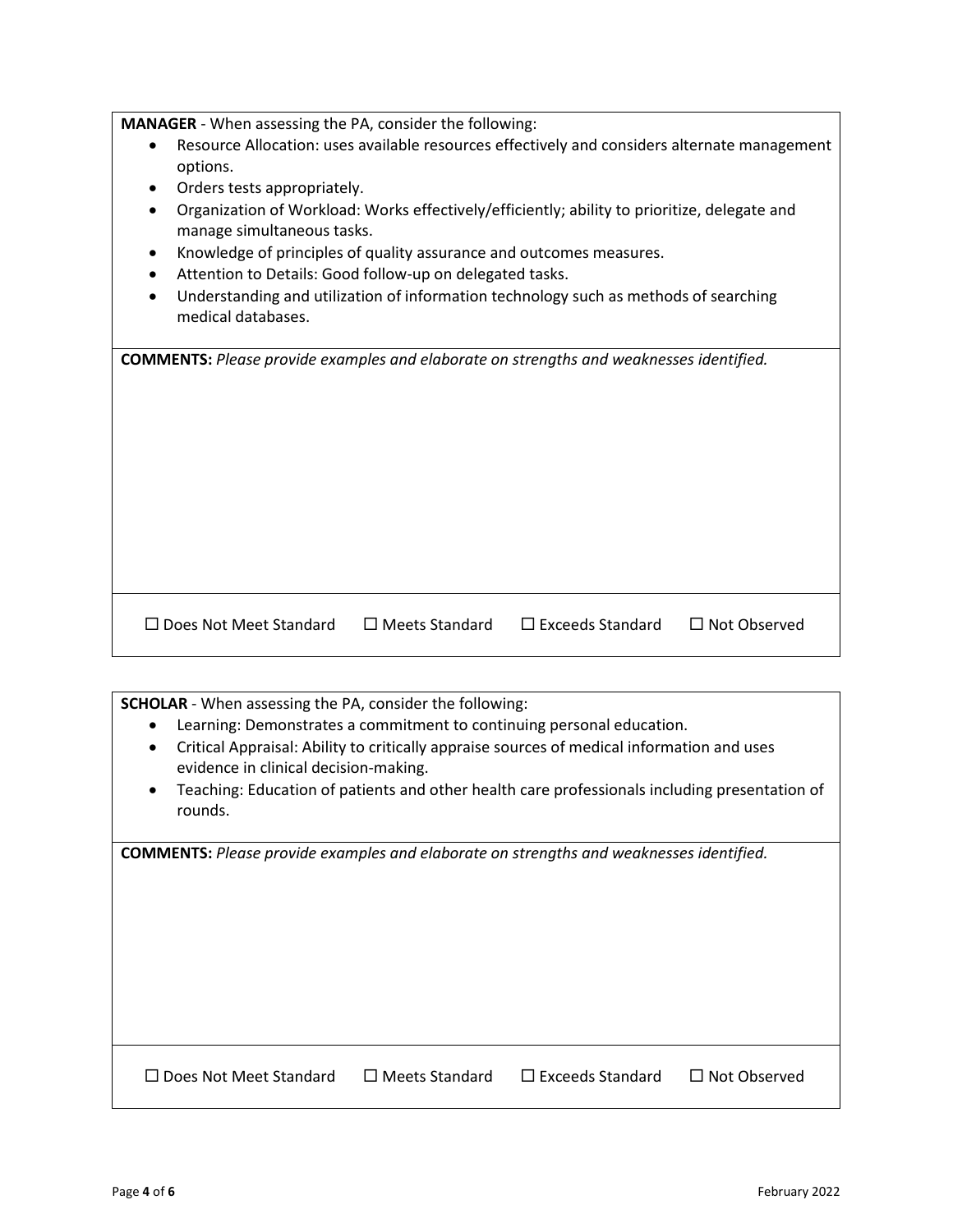**MANAGER** - When assessing the PA, consider the following:

- Resource Allocation: uses available resources effectively and considers alternate management options.
- Orders tests appropriately.
- Organization of Workload: Works effectively/efficiently; ability to prioritize, delegate and manage simultaneous tasks.
- Knowledge of principles of quality assurance and outcomes measures.
- Attention to Details: Good follow-up on delegated tasks.
- Understanding and utilization of information technology such as methods of searching medical databases.

**COMMENTS:** *Please provide examples and elaborate on strengths and weaknesses identified.*

☐ Does Not Meet Standard ☐ Meets Standard ☐ Exceeds Standard ☐ Not Observed

**SCHOLAR** - When assessing the PA, consider the following:

- Learning: Demonstrates a commitment to continuing personal education.
- Critical Appraisal: Ability to critically appraise sources of medical information and uses evidence in clinical decision-making.
- Teaching: Education of patients and other health care professionals including presentation of rounds.

**COMMENTS:** *Please provide examples and elaborate on strengths and weaknesses identified.*

☐ Does Not Meet Standard ☐ Meets Standard ☐ Exceeds Standard ☐ Not Observed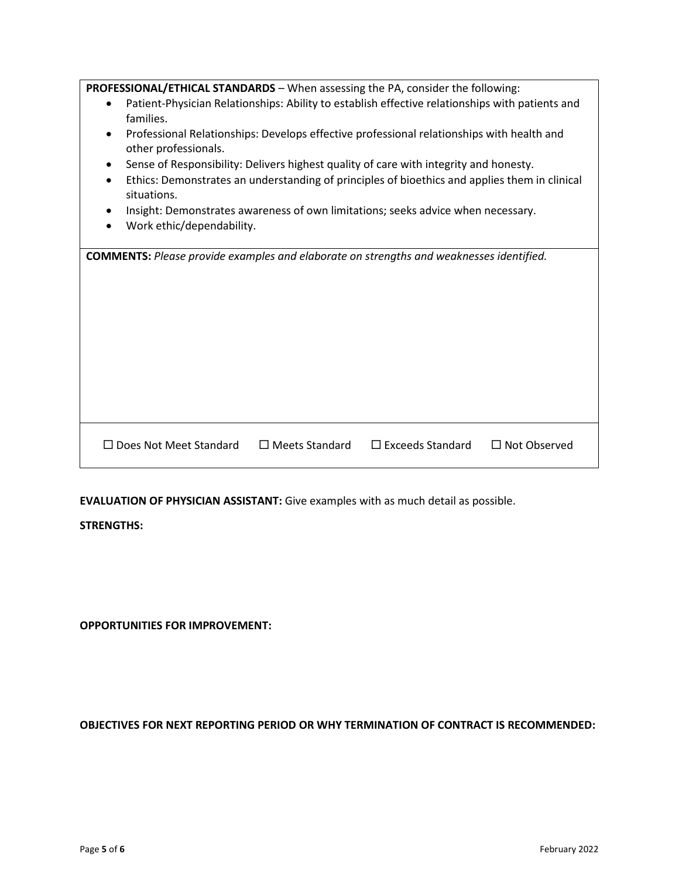**PROFESSIONAL/ETHICAL STANDARDS** – When assessing the PA, consider the following:

- Patient-Physician Relationships: Ability to establish effective relationships with patients and families.
- Professional Relationships: Develops effective professional relationships with health and other professionals.
- Sense of Responsibility: Delivers highest quality of care with integrity and honesty.
- Ethics: Demonstrates an understanding of principles of bioethics and applies them in clinical situations.
- Insight: Demonstrates awareness of own limitations; seeks advice when necessary.
- Work ethic/dependability.

**COMMENTS:** *Please provide examples and elaborate on strengths and weaknesses identified.*

☐ Does Not Meet Standard ☐ Meets Standard ☐ Exceeds Standard ☐ Not Observed

**EVALUATION OF PHYSICIAN ASSISTANT:** Give examples with as much detail as possible.

**STRENGTHS:**

**OPPORTUNITIES FOR IMPROVEMENT:**

**OBJECTIVES FOR NEXT REPORTING PERIOD OR WHY TERMINATION OF CONTRACT IS RECOMMENDED:**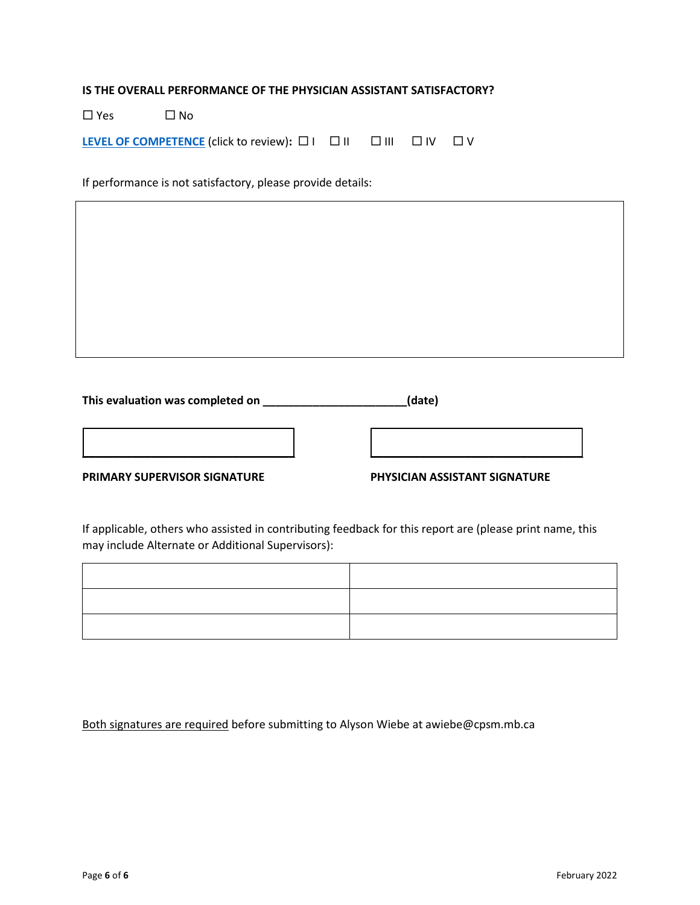**IS THE OVERALL PERFORMANCE OF THE PHYSICIAN ASSISTANT SATISFACTORY?**

☐ Yes ☐ No

**LEVEL OF COMPETENCE** (click to review)**:** ☐ I ☐ II ☐ III ☐ IV ☐ V

If performance is not satisfactory, please provide details:

| |
|---|
| |

**This evaluation was completed on \_\_\_\_\_\_\_\_\_\_\_\_\_\_\_\_\_\_\_\_\_\_\_(date)**

\_\_\_\_\_\_\_\_\_\_\_\_\_\_\_\_\_\_\_\_\_\_\_\_\_\_\_\_\_\_\_\_\_\_\_

**PRIMARY SUPERVISOR SIGNATURE**

\_\_\_\_\_\_\_\_\_\_\_\_\_\_\_\_\_\_\_\_\_\_\_\_\_\_\_\_\_\_\_\_\_\_\_

**PHYSICIAN ASSISTANT SIGNATURE**

If applicable, others who assisted in contributing feedback for this report are (please print name, this may include Alternate or Additional Supervisors):

| | |
|---|---|
| | |
| | |
| | |

Both signatures are required before submitting to Alyson Wiebe at awiebe@cpsm.mb.ca

February 2022